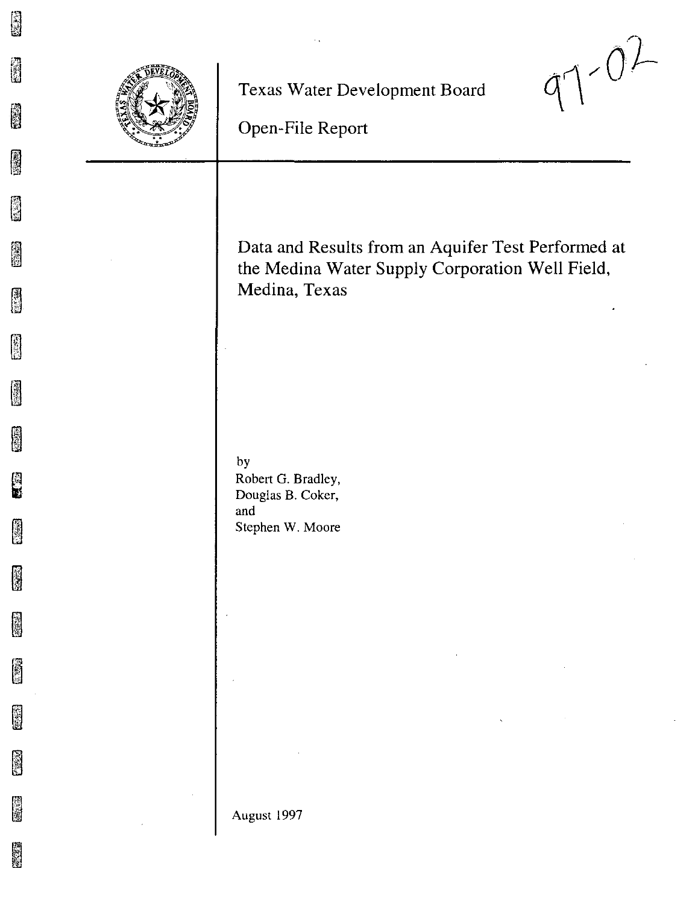97-02

Texas Water Development Board

Open-File Report

# Data and Results from an Aquifer Test Performed at the Medina Water Supply Corporation Well Field, Medina, Texas

by
Robert G. Bradley,
Douglas B. Coker,
and
Stephen W. Moore

August 1997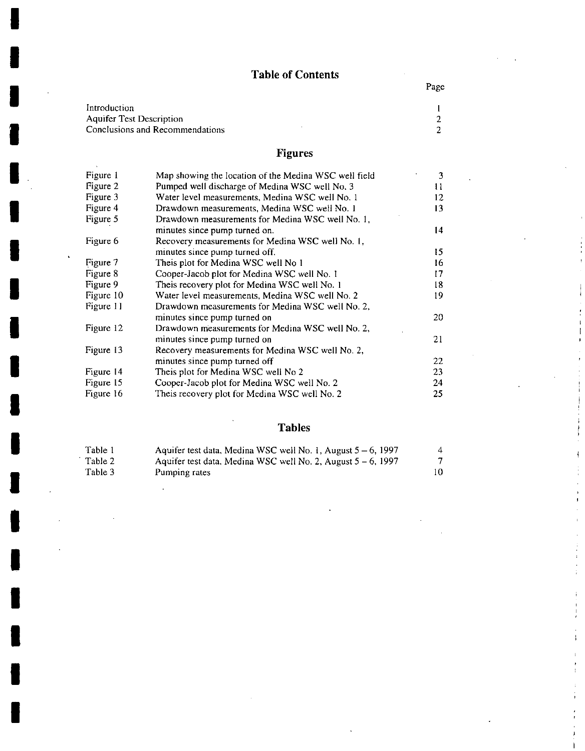# Table of Contents

| | Page |
|---|---|
| Introduction | 1 |
| Aquifer Test Description | 2 |
| Conclusions and Recommendations | 2 |

## Figures

| | | |
|---|---|---|
| Figure 1 | Map showing the location of the Medina WSC well field | 3 |
| Figure 2 | Pumped well discharge of Medina WSC well No. 3 | 11 |
| Figure 3 | Water level measurements, Medina WSC well No. 1 | 12 |
| Figure 4 | Drawdown measurements, Medina WSC well No. 1 | 13 |
| Figure 5 | Drawdown measurements for Medina WSC well No. 1, minutes since pump turned on. | 14 |
| Figure 6 | Recovery measurements for Medina WSC well No. 1, minutes since pump turned off. | 15 |
| Figure 7 | Theis plot for Medina WSC well No 1 | 16 |
| Figure 8 | Cooper-Jacob plot for Medina WSC well No. 1 | 17 |
| Figure 9 | Theis recovery plot for Medina WSC well No. 1 | 18 |
| Figure 10 | Water level measurements, Medina WSC well No. 2 | 19 |
| Figure 11 | Drawdown measurements for Medina WSC well No. 2, minutes since pump turned on | 20 |
| Figure 12 | Drawdown measurements for Medina WSC well No. 2, minutes since pump turned on | 21 |
| Figure 13 | Recovery measurements for Medina WSC well No. 2, minutes since pump turned off | 22 |
| Figure 14 | Theis plot for Medina WSC well No 2 | 23 |
| Figure 15 | Cooper-Jacob plot for Medina WSC well No. 2 | 24 |
| Figure 16 | Theis recovery plot for Medina WSC well No. 2 | 25 |

## Tables

| | | |
|---|---|---|
| Table 1 | Aquifer test data, Medina WSC well No. 1, August 5 – 6, 1997 | 4 |
| Table 2 | Aquifer test data, Medina WSC well No. 2, August 5 – 6, 1997 | 7 |
| Table 3 | Pumping rates | 10 |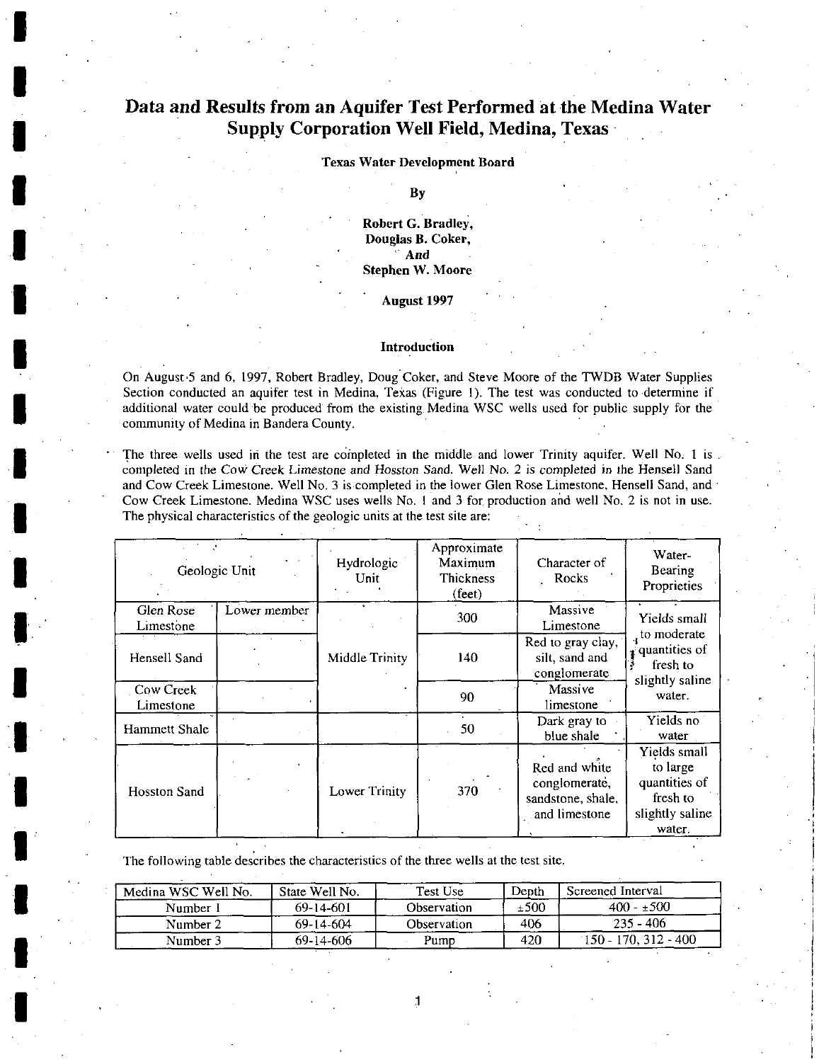# Data and Results from an Aquifer Test Performed at the Medina Water Supply Corporation Well Field, Medina, Texas

**Texas Water Development Board**

**By**

**Robert G. Bradley, Douglas B. Coker, And Stephen W. Moore**

**August 1997**

## Introduction

On August 5 and 6, 1997, Robert Bradley, Doug Coker, and Steve Moore of the TWDB Water Supplies Section conducted an aquifer test in Medina, Texas (Figure 1). The test was conducted to determine if additional water could be produced from the existing Medina WSC wells used for public supply for the community of Medina in Bandera County.

The three wells used in the test are completed in the middle and lower Trinity aquifer. Well No. 1 is completed in the Cow Creek Limestone and Hosston Sand. Well No. 2 is completed in the Hensell Sand and Cow Creek Limestone. Well No. 3 is completed in the lower Glen Rose Limestone, Hensell Sand, and Cow Creek Limestone. Medina WSC uses wells No. 1 and 3 for production and well No. 2 is not in use. The physical characteristics of the geologic units at the test site are:

| Geologic Unit | | Hydrologic Unit | Approximate Maximum Thickness (feet) | Character of Rocks | Water-Bearing Proprieties |
|---|---|---|---|---|---|
| Glen Rose Limestone | Lower member | Middle Trinity | 300 | Massive Limestone | Yields small to moderate quantities of fresh to slightly saline water. |
| Hensell Sand | | | 140 | Red to gray clay, silt, sand and conglomerate | |
| Cow Creek Limestone | | | 90 | Massive limestone | |
| Hammett Shale | | | 50 | Dark gray to blue shale | Yields no water |
| Hosston Sand | | Lower Trinity | 370 | Red and white conglomerate, sandstone, shale, and limestone | Yields small to large quantities of fresh to slightly saline water. |

The following table describes the characteristics of the three wells at the test site.

| Medina WSC Well No. | State Well No. | Test Use | Depth | Screened Interval |
|---|---|---|---|---|
| Number 1 | 69-14-601 | Observation | ±500 | 400 - ±500 |
| Number 2 | 69-14-604 | Observation | 406 | 235 - 406 |
| Number 3 | 69-14-606 | Pump | 420 | 150 - 170, 312 - 400 |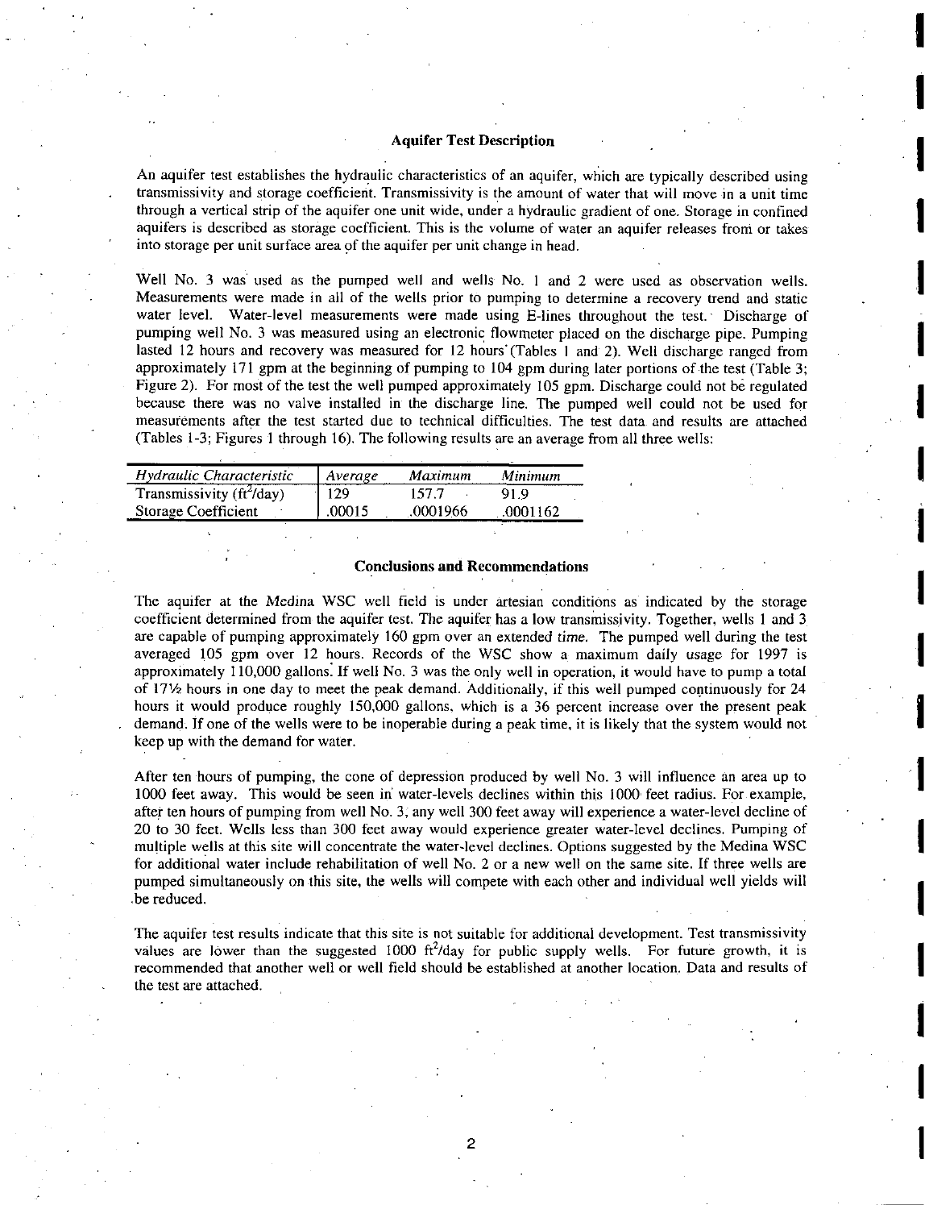## Aquifer Test Description

An aquifer test establishes the hydraulic characteristics of an aquifer, which are typically described using transmissivity and storage coefficient. Transmissivity is the amount of water that will move in a unit time through a vertical strip of the aquifer one unit wide, under a hydraulic gradient of one. Storage in confined aquifers is described as storage coefficient. This is the volume of water an aquifer releases from or takes into storage per unit surface area of the aquifer per unit change in head.

Well No. 3 was used as the pumped well and wells No. 1 and 2 were used as observation wells. Measurements were made in all of the wells prior to pumping to determine a recovery trend and static water level. Water-level measurements were made using E-lines throughout the test. Discharge of pumping well No. 3 was measured using an electronic flowmeter placed on the discharge pipe. Pumping lasted 12 hours and recovery was measured for 12 hours (Tables 1 and 2). Well discharge ranged from approximately 171 gpm at the beginning of pumping to 104 gpm during later portions of the test (Table 3; Figure 2). For most of the test the well pumped approximately 105 gpm. Discharge could not be regulated because there was no valve installed in the discharge line. The pumped well could not be used for measurements after the test started due to technical difficulties. The test data and results are attached (Tables 1-3; Figures 1 through 16). The following results are an average from all three wells:

| *Hydraulic Characteristic* | *Average* | *Maximum* | *Minimum* |
|---|---|---|---|
| Transmissivity ($ft^2$/day) | 129 | 157.7 | 91.9 |
| Storage Coefficient | .00015 | .0001966 | .0001162 |

## Conclusions and Recommendations

The aquifer at the Medina WSC well field is under artesian conditions as indicated by the storage coefficient determined from the aquifer test. The aquifer has a low transmissivity. Together, wells 1 and 3 are capable of pumping approximately 160 gpm over an extended time. The pumped well during the test averaged 105 gpm over 12 hours. Records of the WSC show a maximum daily usage for 1997 is approximately 110,000 gallons. If well No. 3 was the only well in operation, it would have to pump a total of 17½ hours in one day to meet the peak demand. Additionally, if this well pumped continuously for 24 hours it would produce roughly 150,000 gallons, which is a 36 percent increase over the present peak demand. If one of the wells were to be inoperable during a peak time, it is likely that the system would not keep up with the demand for water.

After ten hours of pumping, the cone of depression produced by well No. 3 will influence an area up to 1000 feet away. This would be seen in water-levels declines within this 1000 feet radius. For example, after ten hours of pumping from well No. 3, any well 300 feet away will experience a water-level decline of 20 to 30 feet. Wells less than 300 feet away would experience greater water-level declines. Pumping of multiple wells at this site will concentrate the water-level declines. Options suggested by the Medina WSC for additional water include rehabilitation of well No. 2 or a new well on the same site. If three wells are pumped simultaneously on this site, the wells will compete with each other and individual well yields will be reduced.

The aquifer test results indicate that this site is not suitable for additional development. Test transmissivity values are lower than the suggested 1000 $ft^2$/day for public supply wells. For future growth, it is recommended that another well or well field should be established at another location. Data and results of the test are attached.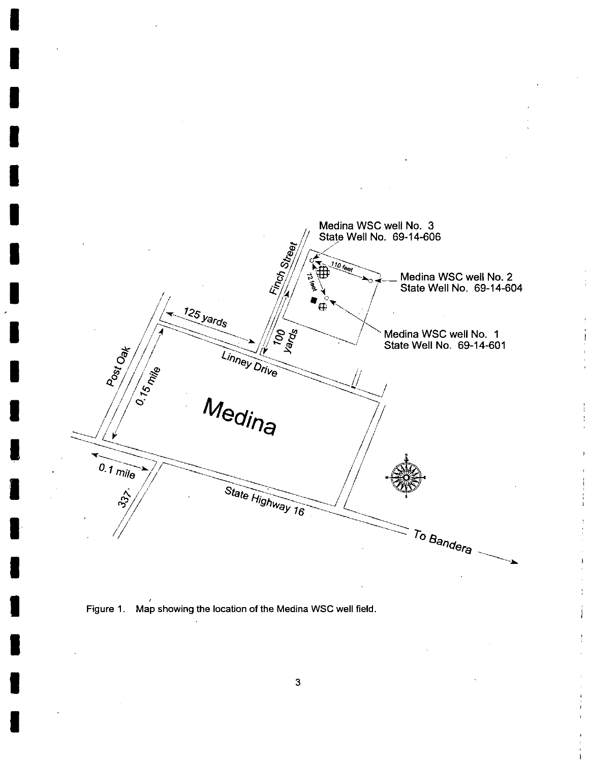Medina WSC well No. 3
State Well No. 69-14-606

Medina WSC well No. 2
State Well No. 69-14-604

Medina WSC well No. 1
State Well No. 69-14-601

110 feet

72 feet

Finch Street

125 yards

100 yards

Linney Drive

Post Oak

0.15 mile

Medina

0.1 mile

337

State Highway 16

To Bandera

Figure 1. Map showing the location of the Medina WSC well field.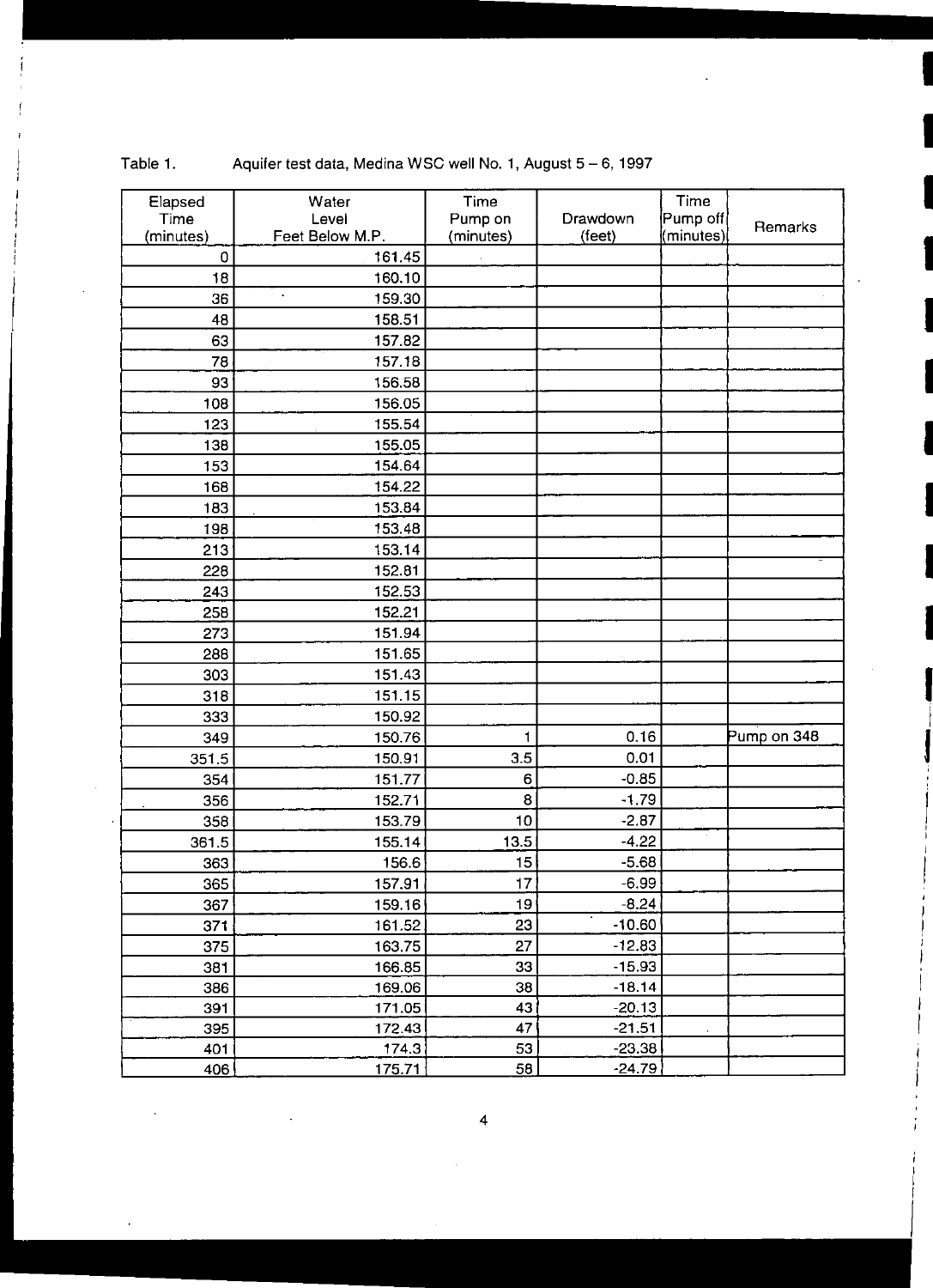Table 1. Aquifer test data, Medina WSC well No. 1, August 5 – 6, 1997

| Elapsed Time (minutes) | Water Level Feet Below M.P. | Time Pump on (minutes) | Drawdown (feet) | Time Pump off (minutes) | Remarks |
|---|---|---|---|---|---|
| 0 | 161.45 | | | | |
| 18 | 160.10 | | | | |
| 36 | 159.30 | | | | |
| 48 | 158.51 | | | | |
| 63 | 157.82 | | | | |
| 78 | 157.18 | | | | |
| 93 | 156.58 | | | | |
| 108 | 156.05 | | | | |
| 123 | 155.54 | | | | |
| 138 | 155.05 | | | | |
| 153 | 154.64 | | | | |
| 168 | 154.22 | | | | |
| 183 | 153.84 | | | | |
| 198 | 153.48 | | | | |
| 213 | 153.14 | | | | |
| 228 | 152.81 | | | | |
| 243 | 152.53 | | | | |
| 258 | 152.21 | | | | |
| 273 | 151.94 | | | | |
| 288 | 151.65 | | | | |
| 303 | 151.43 | | | | |
| 318 | 151.15 | | | | |
| 333 | 150.92 | | | | |
| 349 | 150.76 | 1 | 0.16 | | Pump on 348 |
| 351.5 | 150.91 | 3.5 | 0.01 | | |
| 354 | 151.77 | 6 | -0.85 | | |
| 356 | 152.71 | 8 | -1.79 | | |
| 358 | 153.79 | 10 | -2.87 | | |
| 361.5 | 155.14 | 13.5 | -4.22 | | |
| 363 | 156.6 | 15 | -5.68 | | |
| 365 | 157.91 | 17 | -6.99 | | |
| 367 | 159.16 | 19 | -8.24 | | |
| 371 | 161.52 | 23 | -10.60 | | |
| 375 | 163.75 | 27 | -12.83 | | |
| 381 | 166.85 | 33 | -15.93 | | |
| 386 | 169.06 | 38 | -18.14 | | |
| 391 | 171.05 | 43 | -20.13 | | |
| 395 | 172.43 | 47 | -21.51 | | |
| 401 | 174.3 | 53 | -23.38 | | |
| 406 | 175.71 | 58 | -24.79 | | |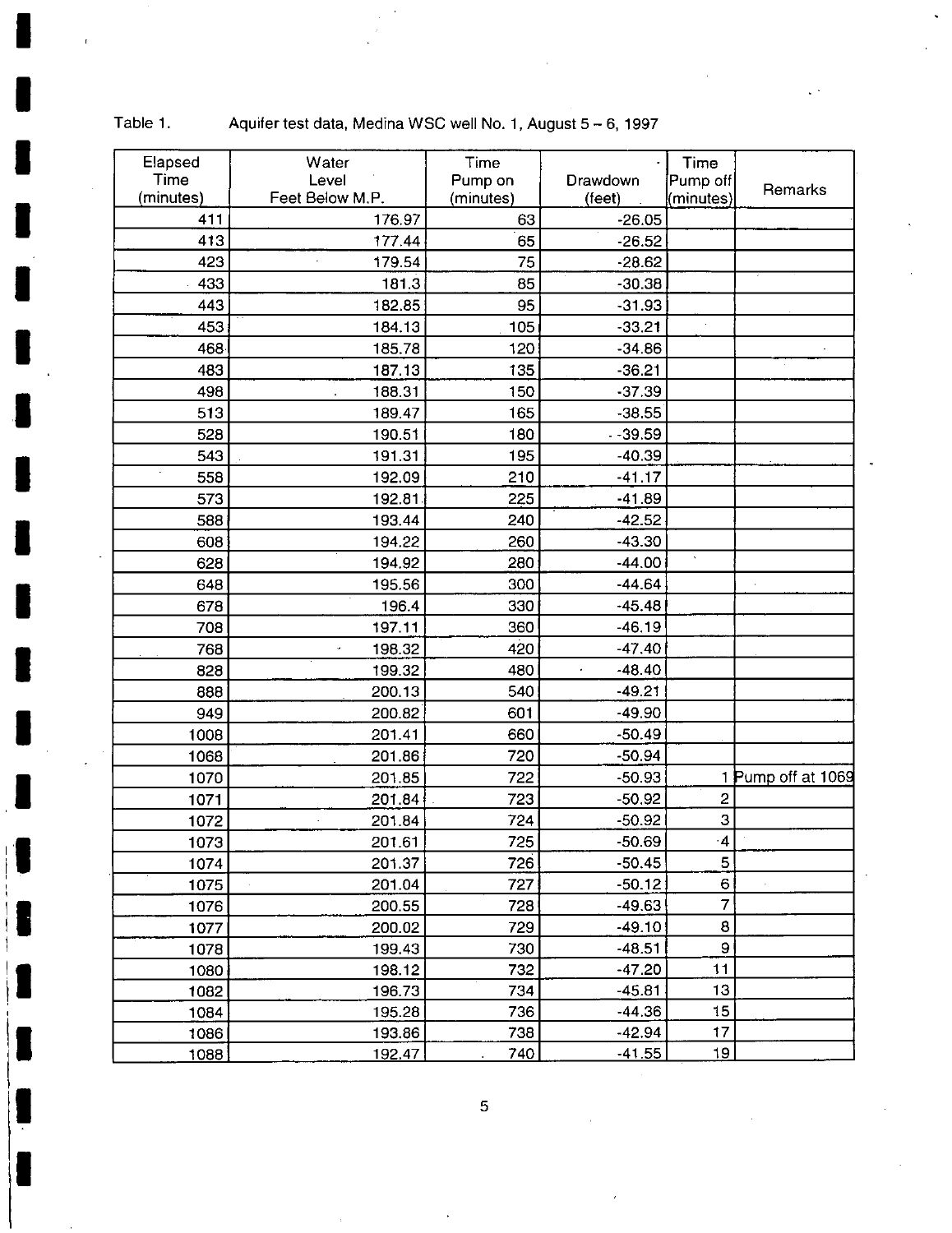Table 1. Aquifer test data, Medina WSC well No. 1, August 5 – 6, 1997

| Elapsed Time (minutes) | Water Level Feet Below M.P. | Time Pump on (minutes) | Drawdown (feet) | Time Pump off (minutes) | Remarks |
|---|---|---|---|---|---|
| 411 | 176.97 | 63 | -26.05 | | |
| 413 | 177.44 | 65 | -26.52 | | |
| 423 | 179.54 | 75 | -28.62 | | |
| 433 | 181.3 | 85 | -30.38 | | |
| 443 | 182.85 | 95 | -31.93 | | |
| 453 | 184.13 | 105 | -33.21 | | |
| 468 | 185.78 | 120 | -34.86 | | |
| 483 | 187.13 | 135 | -36.21 | | |
| 498 | 188.31 | 150 | -37.39 | | |
| 513 | 189.47 | 165 | -38.55 | | |
| 528 | 190.51 | 180 | -39.59 | | |
| 543 | 191.31 | 195 | -40.39 | | |
| 558 | 192.09 | 210 | -41.17 | | |
| 573 | 192.81 | 225 | -41.89 | | |
| 588 | 193.44 | 240 | -42.52 | | |
| 608 | 194.22 | 260 | -43.30 | | |
| 628 | 194.92 | 280 | -44.00 | | |
| 648 | 195.56 | 300 | -44.64 | | |
| 678 | 196.4 | 330 | -45.48 | | |
| 708 | 197.11 | 360 | -46.19 | | |
| 768 | 198.32 | 420 | -47.40 | | |
| 828 | 199.32 | 480 | -48.40 | | |
| 888 | 200.13 | 540 | -49.21 | | |
| 949 | 200.82 | 601 | -49.90 | | |
| 1008 | 201.41 | 660 | -50.49 | | |
| 1068 | 201.86 | 720 | -50.94 | | |
| 1070 | 201.85 | 722 | -50.93 | 1 | Pump off at 1069 |
| 1071 | 201.84 | 723 | -50.92 | 2 | |
| 1072 | 201.84 | 724 | -50.92 | 3 | |
| 1073 | 201.61 | 725 | -50.69 | 4 | |
| 1074 | 201.37 | 726 | -50.45 | 5 | |
| 1075 | 201.04 | 727 | -50.12 | 6 | |
| 1076 | 200.55 | 728 | -49.63 | 7 | |
| 1077 | 200.02 | 729 | -49.10 | 8 | |
| 1078 | 199.43 | 730 | -48.51 | 9 | |
| 1080 | 198.12 | 732 | -47.20 | 11 | |
| 1082 | 196.73 | 734 | -45.81 | 13 | |
| 1084 | 195.28 | 736 | -44.36 | 15 | |
| 1086 | 193.86 | 738 | -42.94 | 17 | |
| 1088 | 192.47 | 740 | -41.55 | 19 | |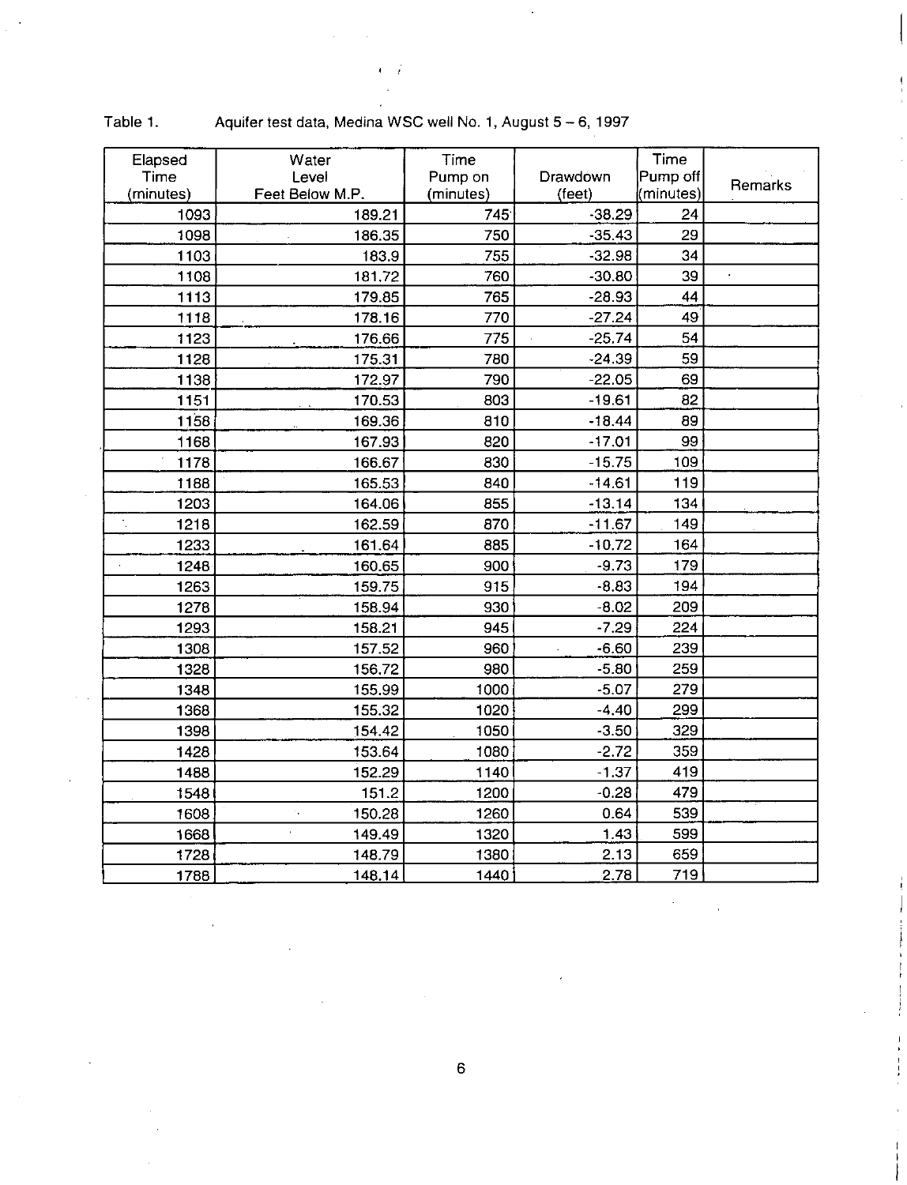Table 1. Aquifer test data, Medina WSC well No. 1, August 5 – 6, 1997

| Elapsed Time (minutes) | Water Level Feet Below M.P. | Time Pump on (minutes) | Drawdown (feet) | Time Pump off (minutes) | Remarks |
|---|---|---|---|---|---|
| 1093 | 189.21 | 745 | -38.29 | 24 | |
| 1098 | 186.35 | 750 | -35.43 | 29 | |
| 1103 | 183.9 | 755 | -32.98 | 34 | |
| 1108 | 181.72 | 760 | -30.80 | 39 | |
| 1113 | 179.85 | 765 | -28.93 | 44 | |
| 1118 | 178.16 | 770 | -27.24 | 49 | |
| 1123 | 176.66 | 775 | -25.74 | 54 | |
| 1128 | 175.31 | 780 | -24.39 | 59 | |
| 1138 | 172.97 | 790 | -22.05 | 69 | |
| 1151 | 170.53 | 803 | -19.61 | 82 | |
| 1158 | 169.36 | 810 | -18.44 | 89 | |
| 1168 | 167.93 | 820 | -17.01 | 99 | |
| 1178 | 166.67 | 830 | -15.75 | 109 | |
| 1188 | 165.53 | 840 | -14.61 | 119 | |
| 1203 | 164.06 | 855 | -13.14 | 134 | |
| 1218 | 162.59 | 870 | -11.67 | 149 | |
| 1233 | 161.64 | 885 | -10.72 | 164 | |
| 1248 | 160.65 | 900 | -9.73 | 179 | |
| 1263 | 159.75 | 915 | -8.83 | 194 | |
| 1278 | 158.94 | 930 | -8.02 | 209 | |
| 1293 | 158.21 | 945 | -7.29 | 224 | |
| 1308 | 157.52 | 960 | -6.60 | 239 | |
| 1328 | 156.72 | 980 | -5.80 | 259 | |
| 1348 | 155.99 | 1000 | -5.07 | 279 | |
| 1368 | 155.32 | 1020 | -4.40 | 299 | |
| 1398 | 154.42 | 1050 | -3.50 | 329 | |
| 1428 | 153.64 | 1080 | -2.72 | 359 | |
| 1488 | 152.29 | 1140 | -1.37 | 419 | |
| 1548 | 151.2 | 1200 | -0.28 | 479 | |
| 1608 | 150.28 | 1260 | 0.64 | 539 | |
| 1668 | 149.49 | 1320 | 1.43 | 599 | |
| 1728 | 148.79 | 1380 | 2.13 | 659 | |
| 1788 | 148.14 | 1440 | 2.78 | 719 | |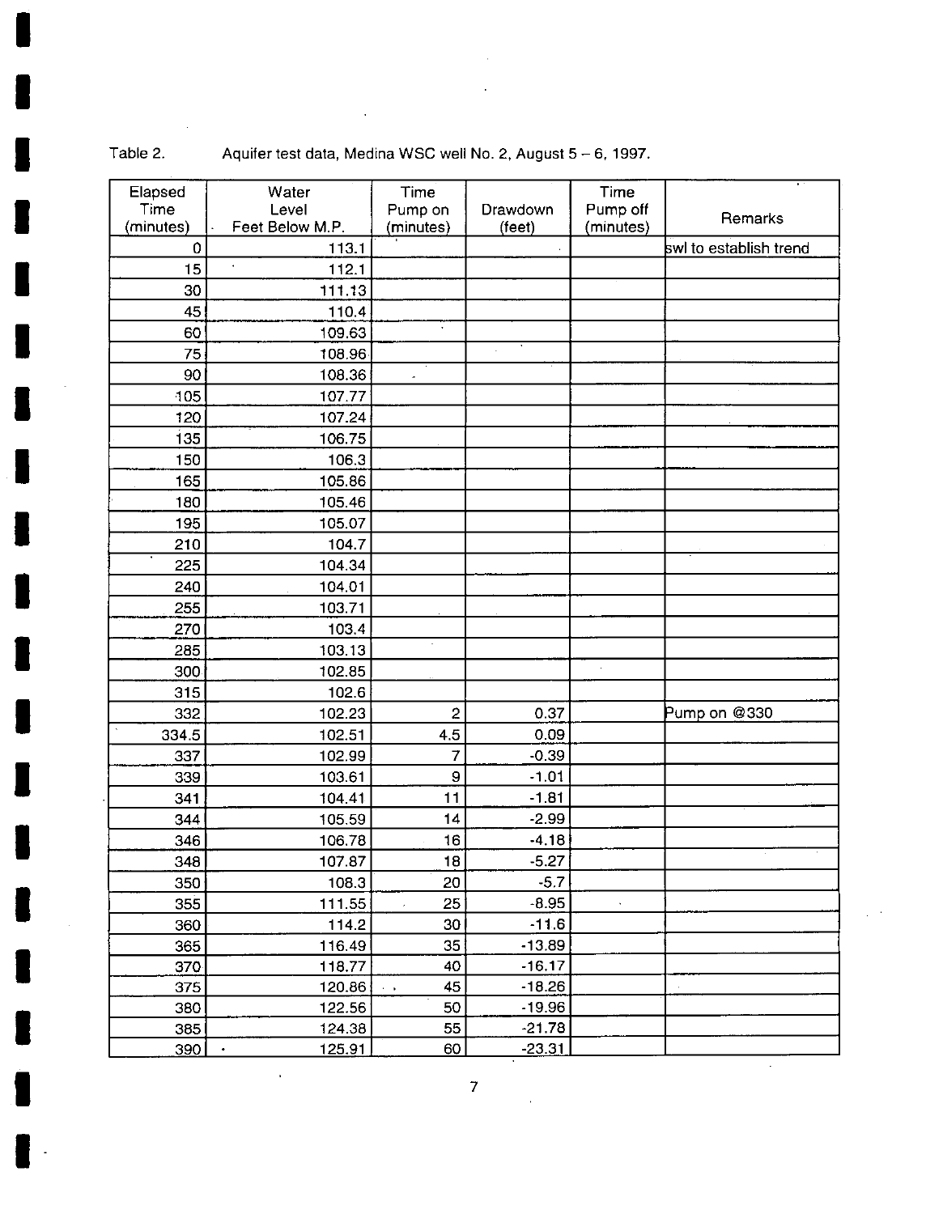Table 2. Aquifer test data, Medina WSC well No. 2, August 5 – 6, 1997.

| Elapsed Time (minutes) | Water Level Feet Below M.P. | Time Pump on (minutes) | Drawdown (feet) | Time Pump off (minutes) | Remarks |
|---|---|---|---|---|---|
| 0 | 113.1 | | | | swl to establish trend |
| 15 | 112.1 | | | | |
| 30 | 111.13 | | | | |
| 45 | 110.4 | | | | |
| 60 | 109.63 | | | | |
| 75 | 108.96 | | | | |
| 90 | 108.36 | | | | |
| 105 | 107.77 | | | | |
| 120 | 107.24 | | | | |
| 135 | 106.75 | | | | |
| 150 | 106.3 | | | | |
| 165 | 105.86 | | | | |
| 180 | 105.46 | | | | |
| 195 | 105.07 | | | | |
| 210 | 104.7 | | | | |
| 225 | 104.34 | | | | |
| 240 | 104.01 | | | | |
| 255 | 103.71 | | | | |
| 270 | 103.4 | | | | |
| 285 | 103.13 | | | | |
| 300 | 102.85 | | | | |
| 315 | 102.6 | | | | |
| 332 | 102.23 | 2 | 0.37 | | Pump on @330 |
| 334.5 | 102.51 | 4.5 | 0.09 | | |
| 337 | 102.99 | 7 | -0.39 | | |
| 339 | 103.61 | 9 | -1.01 | | |
| 341 | 104.41 | 11 | -1.81 | | |
| 344 | 105.59 | 14 | -2.99 | | |
| 346 | 106.78 | 16 | -4.18 | | |
| 348 | 107.87 | 18 | -5.27 | | |
| 350 | 108.3 | 20 | -5.7 | | |
| 355 | 111.55 | 25 | -8.95 | | |
| 360 | 114.2 | 30 | -11.6 | | |
| 365 | 116.49 | 35 | -13.89 | | |
| 370 | 118.77 | 40 | -16.17 | | |
| 375 | 120.86 | 45 | -18.26 | | |
| 380 | 122.56 | 50 | -19.96 | | |
| 385 | 124.38 | 55 | -21.78 | | |
| 390 | 125.91 | 60 | -23.31 | | |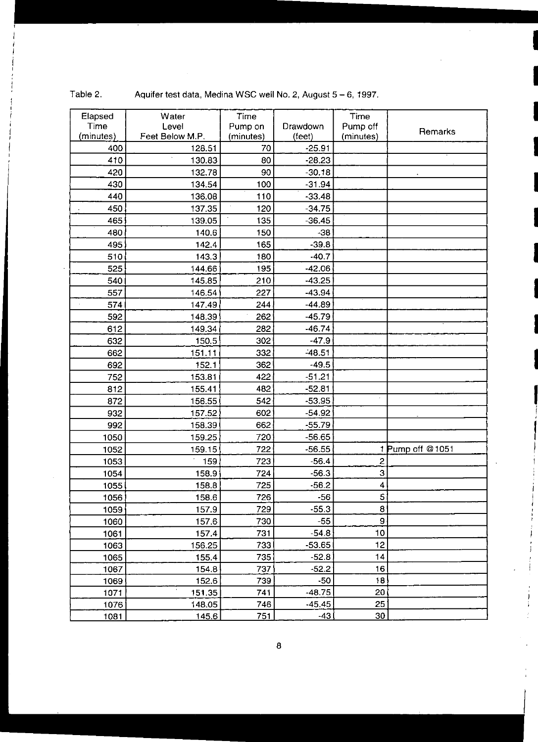Table 2. Aquifer test data, Medina WSC well No. 2, August 5 – 6, 1997.

| Elapsed Time (minutes) | Water Level Feet Below M.P. | Time Pump on (minutes) | Drawdown (feet) | Time Pump off (minutes) | Remarks |
|---|---|---|---|---|---|
| 400 | 128.51 | 70 | -25.91 | | |
| 410 | 130.83 | 80 | -28.23 | | |
| 420 | 132.78 | 90 | -30.18 | | |
| 430 | 134.54 | 100 | -31.94 | | |
| 440 | 136.08 | 110 | -33.48 | | |
| 450 | 137.35 | 120 | -34.75 | | |
| 465 | 139.05 | 135 | -36.45 | | |
| 480 | 140.6 | 150 | -38 | | |
| 495 | 142.4 | 165 | -39.8 | | |
| 510 | 143.3 | 180 | -40.7 | | |
| 525 | 144.66 | 195 | -42.06 | | |
| 540 | 145.85 | 210 | -43.25 | | |
| 557 | 146.54 | 227 | -43.94 | | |
| 574 | 147.49 | 244 | -44.89 | | |
| 592 | 148.39 | 262 | -45.79 | | |
| 612 | 149.34 | 282 | -46.74 | | |
| 632 | 150.5 | 302 | -47.9 | | |
| 662 | 151.11 | 332 | -48.51 | | |
| 692 | 152.1 | 362 | -49.5 | | |
| 752 | 153.81 | 422 | -51.21 | | |
| 812 | 155.41 | 482 | -52.81 | | |
| 872 | 156.55 | 542 | -53.95 | | |
| 932 | 157.52 | 602 | -54.92 | | |
| 992 | 158.39 | 662 | -55.79 | | |
| 1050 | 159.25 | 720 | -56.65 | | |
| 1052 | 159.15 | 722 | -56.55 | 1 | Pump off @1051 |
| 1053 | 159 | 723 | -56.4 | 2 | |
| 1054 | 158.9 | 724 | -56.3 | 3 | |
| 1055 | 158.8 | 725 | -56.2 | 4 | |
| 1056 | 158.6 | 726 | -56 | 5 | |
| 1059 | 157.9 | 729 | -55.3 | 8 | |
| 1060 | 157.6 | 730 | -55 | 9 | |
| 1061 | 157.4 | 731 | -54.8 | 10 | |
| 1063 | 156.25 | 733 | -53.65 | 12 | |
| 1065 | 155.4 | 735 | -52.8 | 14 | |
| 1067 | 154.8 | 737 | -52.2 | 16 | |
| 1069 | 152.6 | 739 | -50 | 18 | |
| 1071 | 151.35 | 741 | -48.75 | 20 | |
| 1076 | 148.05 | 746 | -45.45 | 25 | |
| 1081 | 145.6 | 751 | -43 | 30 | |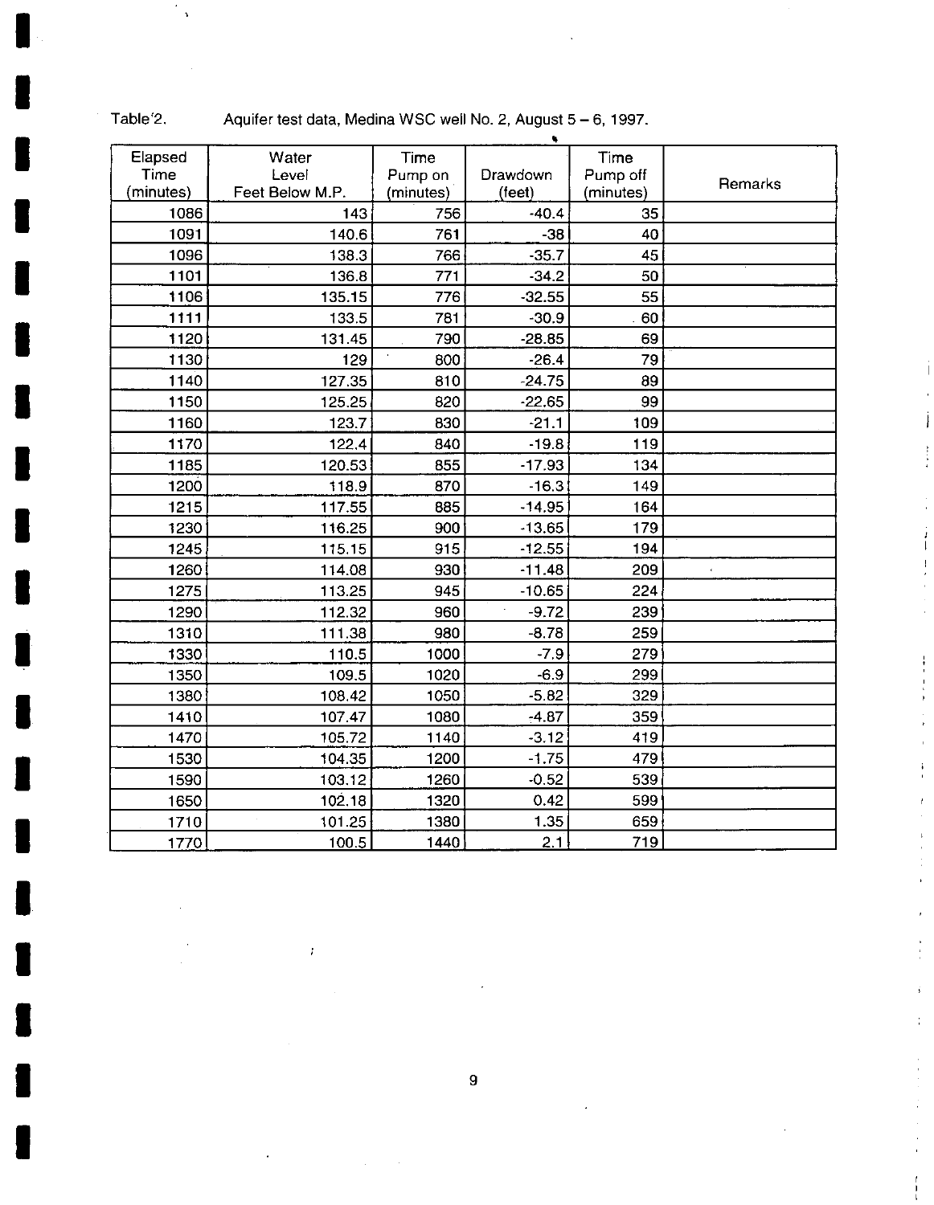Table 2. Aquifer test data, Medina WSC well No. 2, August 5 – 6, 1997.

| Elapsed Time (minutes) | Water Level Feet Below M.P. | Time Pump on (minutes) | Drawdown (feet) | Time Pump off (minutes) | Remarks |
|---|---|---|---|---|---|
| 1086 | 143 | 756 | -40.4 | 35 | |
| 1091 | 140.6 | 761 | -38 | 40 | |
| 1096 | 138.3 | 766 | -35.7 | 45 | |
| 1101 | 136.8 | 771 | -34.2 | 50 | |
| 1106 | 135.15 | 776 | -32.55 | 55 | |
| 1111 | 133.5 | 781 | -30.9 | 60 | |
| 1120 | 131.45 | 790 | -28.85 | 69 | |
| 1130 | 129 | 800 | -26.4 | 79 | |
| 1140 | 127.35 | 810 | -24.75 | 89 | |
| 1150 | 125.25 | 820 | -22.65 | 99 | |
| 1160 | 123.7 | 830 | -21.1 | 109 | |
| 1170 | 122.4 | 840 | -19.8 | 119 | |
| 1185 | 120.53 | 855 | -17.93 | 134 | |
| 1200 | 118.9 | 870 | -16.3 | 149 | |
| 1215 | 117.55 | 885 | -14.95 | 164 | |
| 1230 | 116.25 | 900 | -13.65 | 179 | |
| 1245 | 115.15 | 915 | -12.55 | 194 | |
| 1260 | 114.08 | 930 | -11.48 | 209 | |
| 1275 | 113.25 | 945 | -10.65 | 224 | |
| 1290 | 112.32 | 960 | -9.72 | 239 | |
| 1310 | 111.38 | 980 | -8.78 | 259 | |
| 1330 | 110.5 | 1000 | -7.9 | 279 | |
| 1350 | 109.5 | 1020 | -6.9 | 299 | |
| 1380 | 108.42 | 1050 | -5.82 | 329 | |
| 1410 | 107.47 | 1080 | -4.87 | 359 | |
| 1470 | 105.72 | 1140 | -3.12 | 419 | |
| 1530 | 104.35 | 1200 | -1.75 | 479 | |
| 1590 | 103.12 | 1260 | -0.52 | 539 | |
| 1650 | 102.18 | 1320 | 0.42 | 599 | |
| 1710 | 101.25 | 1380 | 1.35 | 659 | |
| 1770 | 100.5 | 1440 | 2.1 | 719 | |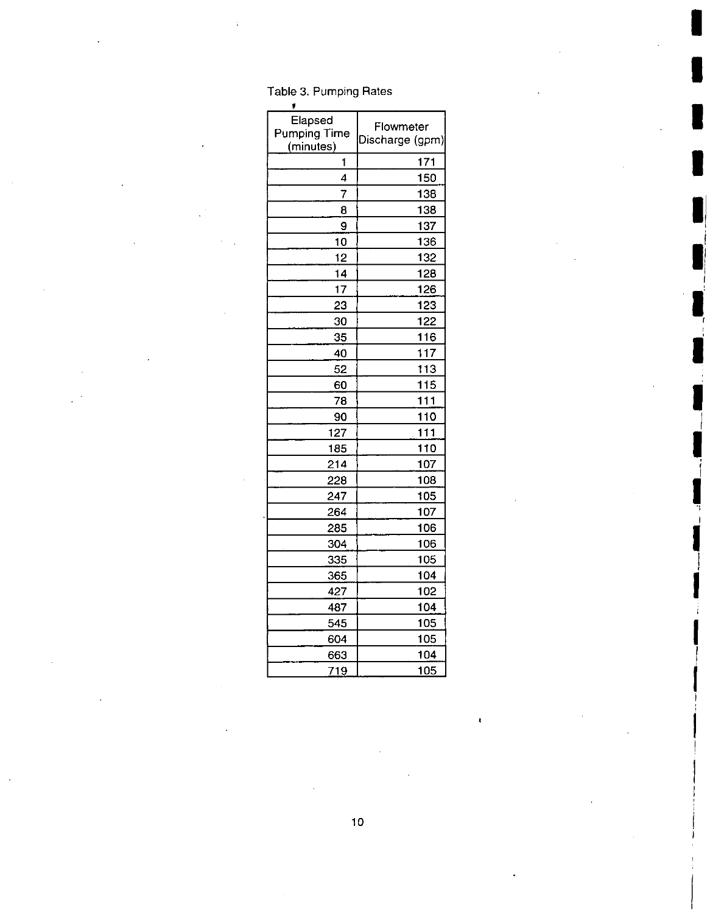Table 3. Pumping Rates

| Elapsed Pumping Time (minutes) | Flowmeter Discharge (gpm) |
|---|---|
| 1 | 171 |
| 4 | 150 |
| 7 | 138 |
| 8 | 138 |
| 9 | 137 |
| 10 | 136 |
| 12 | 132 |
| 14 | 128 |
| 17 | 126 |
| 23 | 123 |
| 30 | 122 |
| 35 | 116 |
| 40 | 117 |
| 52 | 113 |
| 60 | 115 |
| 78 | 111 |
| 90 | 110 |
| 127 | 111 |
| 185 | 110 |
| 214 | 107 |
| 228 | 108 |
| 247 | 105 |
| 264 | 107 |
| 285 | 106 |
| 304 | 106 |
| 335 | 105 |
| 365 | 104 |
| 427 | 102 |
| 487 | 104 |
| 545 | 105 |
| 604 | 105 |
| 663 | 104 |
| 719 | 105 |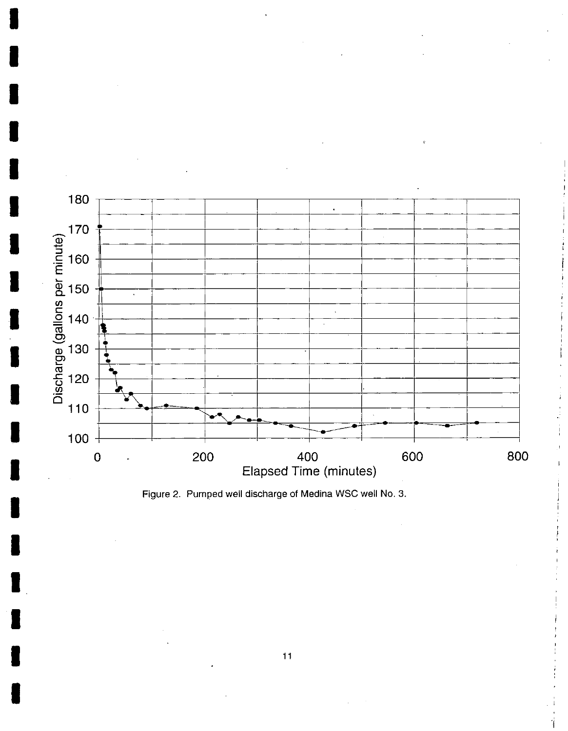Figure 2. Pumped well discharge of Medina WSC well No. 3.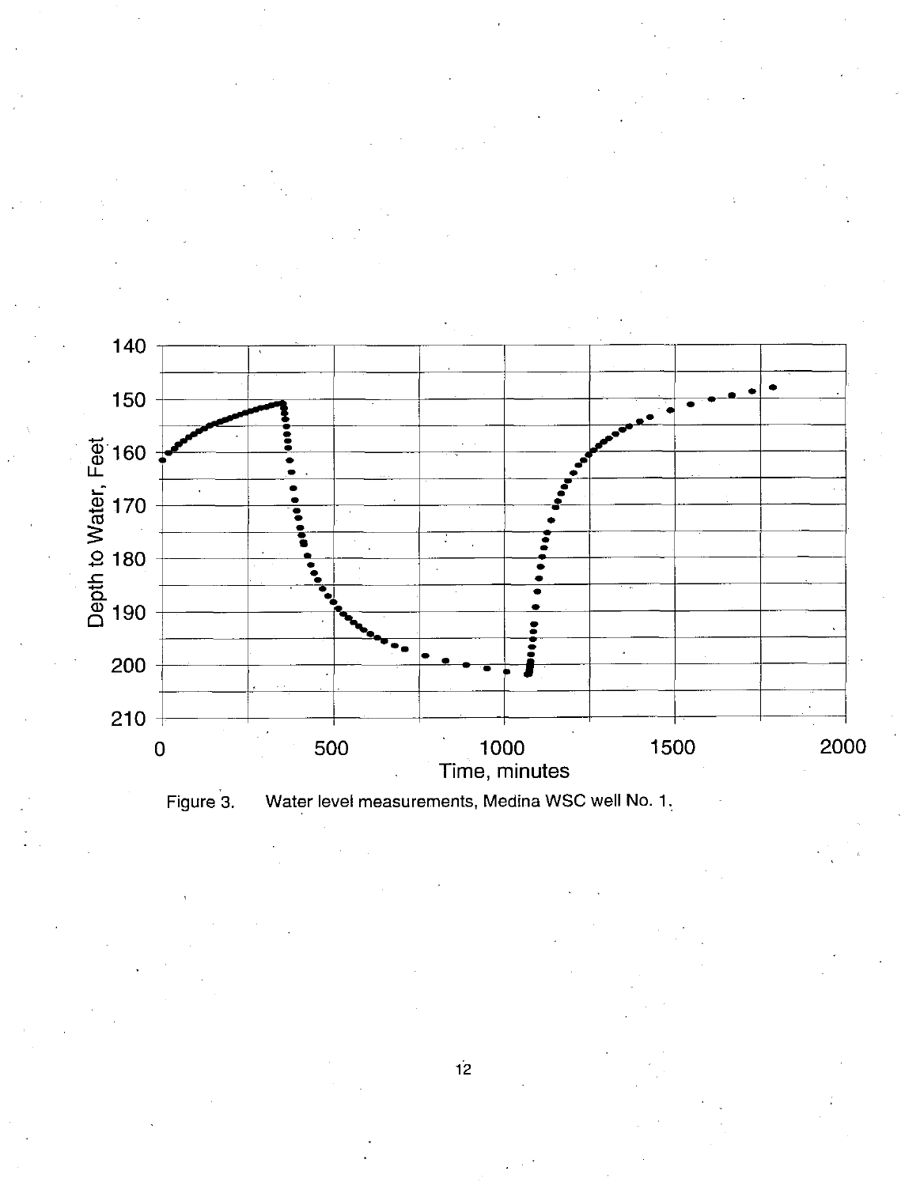Figure 3. Water level measurements, Medina WSC well No. 1.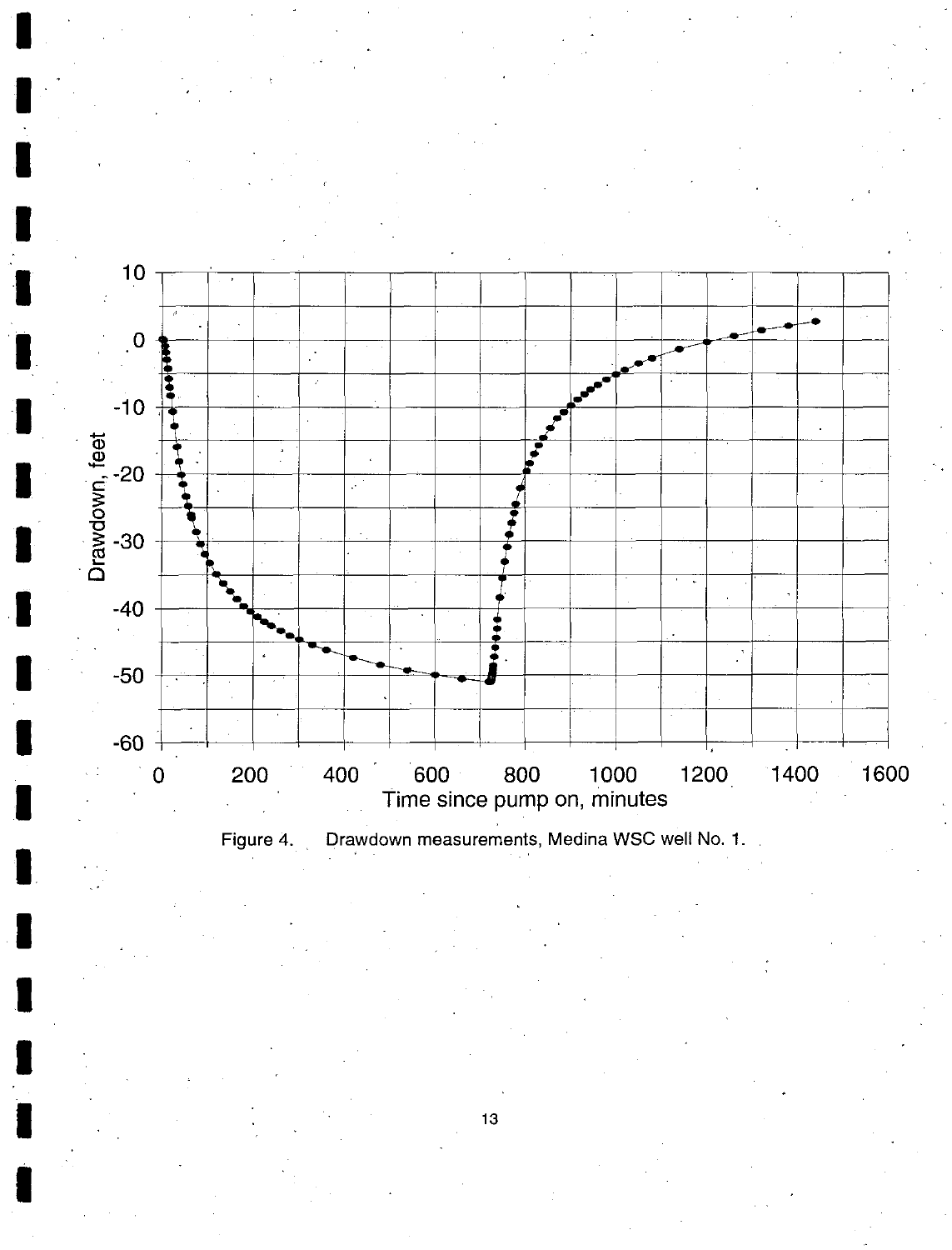Figure 4. Drawdown measurements, Medina WSC well No. 1.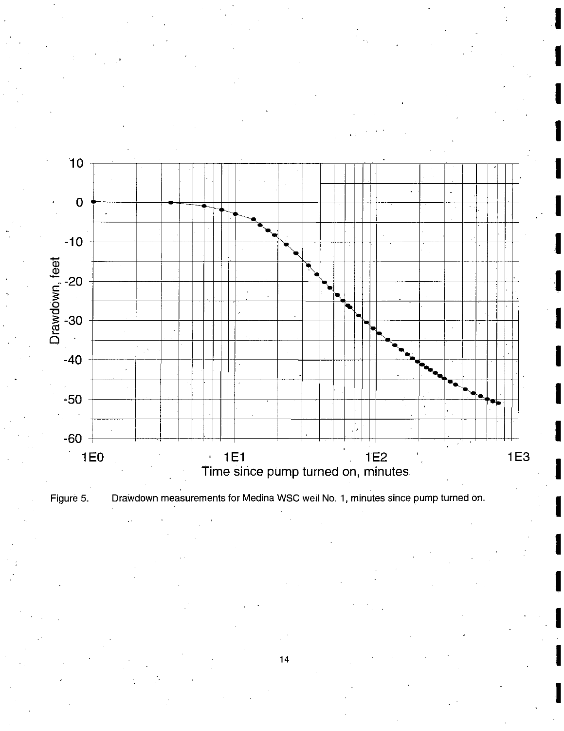Figure 5. Drawdown measurements for Medina WSC well No. 1, minutes since pump turned on.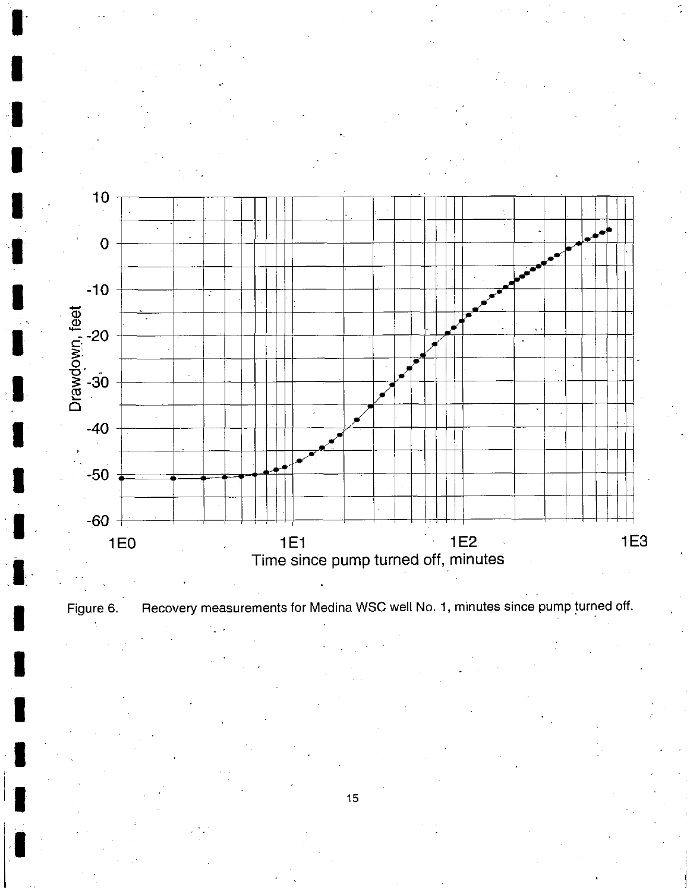Figure 6. Recovery measurements for Medina WSC well No. 1, minutes since pump turned off.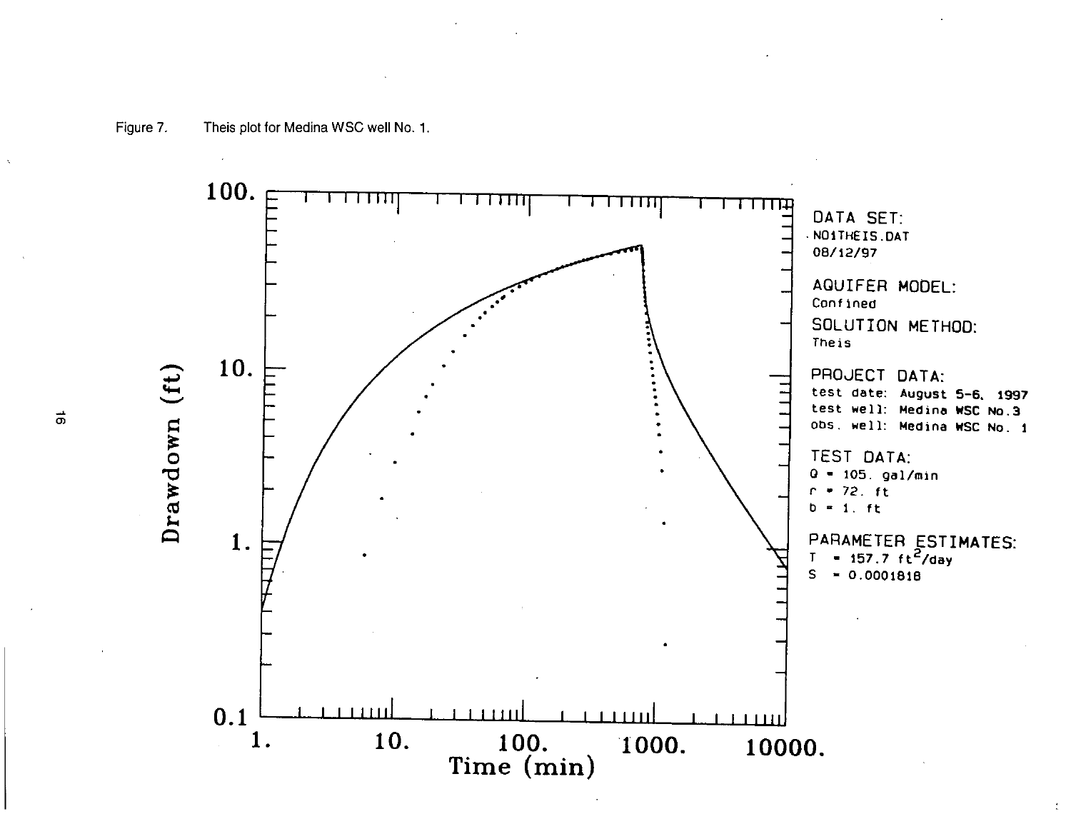Figure 7. Theis plot for Medina WSC well No. 1.

DATA SET:
N01THEIS.DAT
08/12/97

AQUIFER MODEL:
Confined

SOLUTION METHOD:
Theis

PROJECT DATA:
test date: August 5-6, 1997
test well: Medina WSC No.3
obs. well: Medina WSC No. 1

TEST DATA:
Q = 105. gal/min
r = 72. ft
b = 1. ft

PARAMETER ESTIMATES:
T = 157.7 $ft^2$/day
S = 0.0001818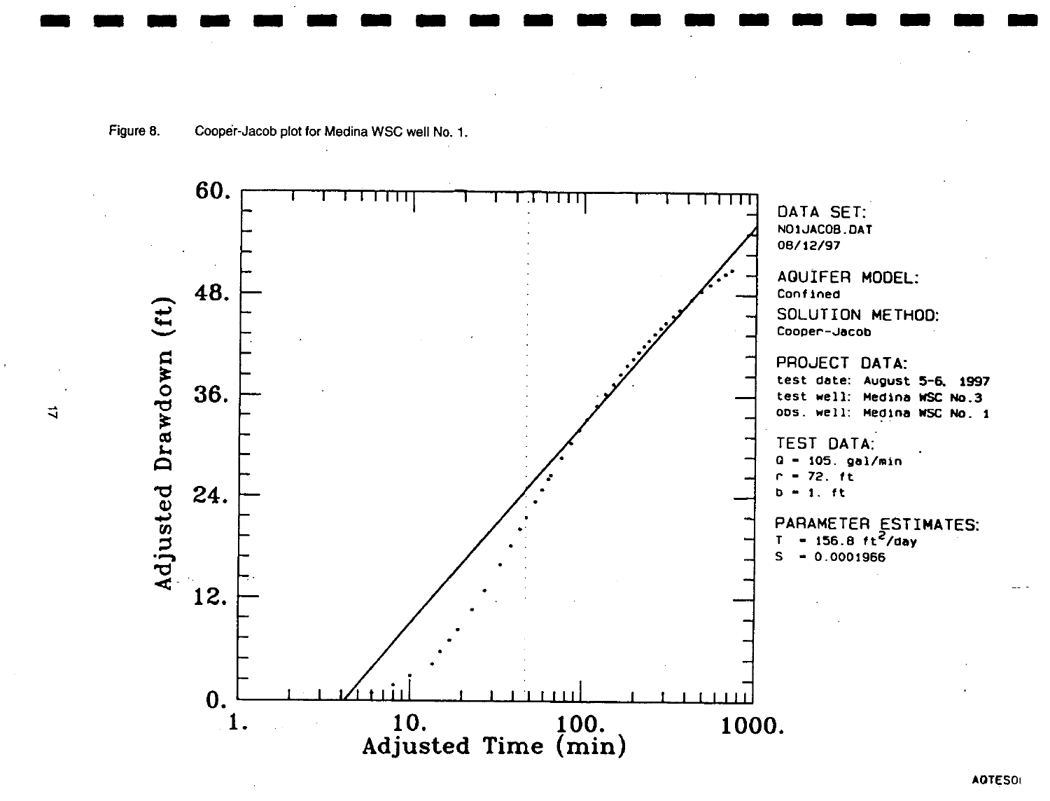Figure 8. Cooper-Jacob plot for Medina WSC well No. 1.

DATA SET:
N01JACOB.DAT
08/12/97

AQUIFER MODEL:
Confined

SOLUTION METHOD:
Cooper-Jacob

PROJECT DATA:
test date: August 5-6, 1997
test well: Medina WSC No.3
obs. well: Medina WSC No. 1

TEST DATA:
Q = 105. gal/min
r = 72. ft
b = 1. ft

PARAMETER ESTIMATES:
T = 156.8 $ft^2$/day
S = 0.0001966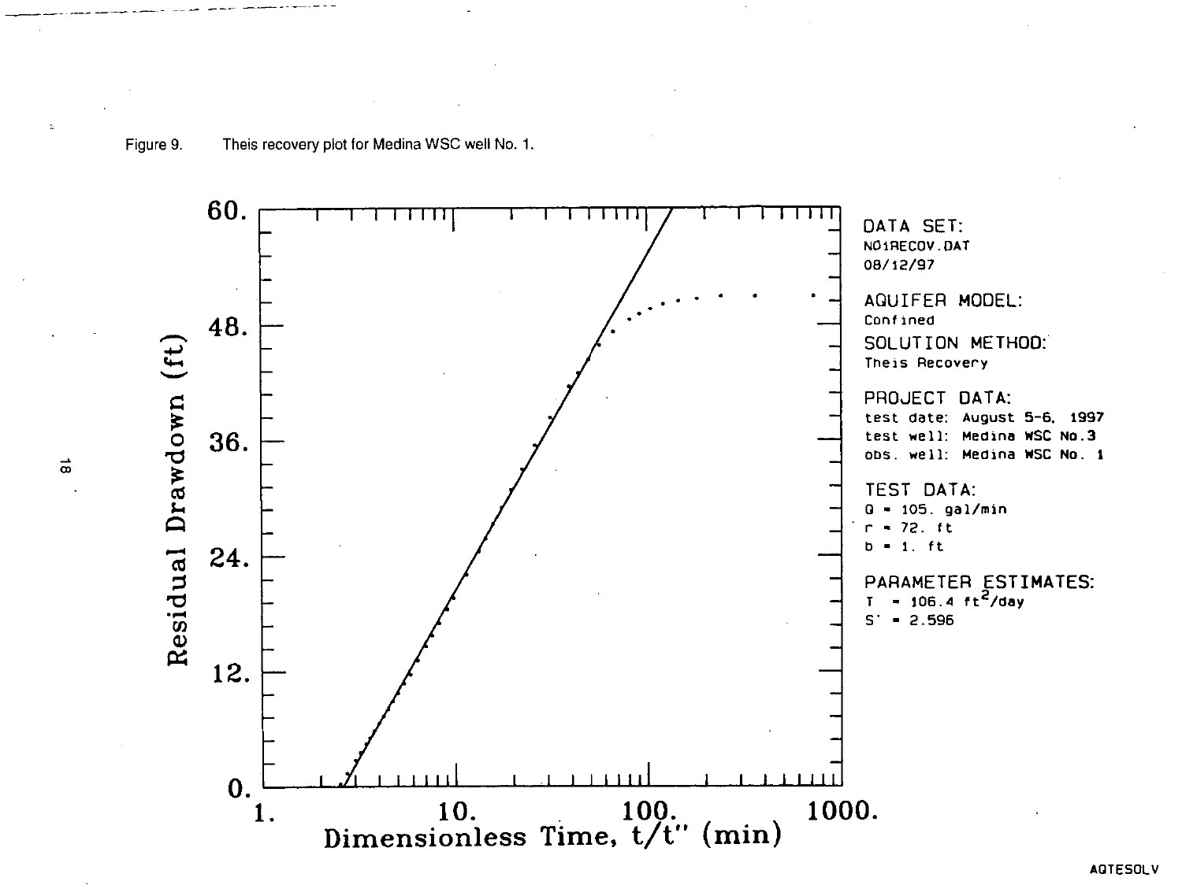Figure 9. Theis recovery plot for Medina WSC well No. 1.

DATA SET:
N01RECOV.DAT
08/12/97

AQUIFER MODEL:
Confined

SOLUTION METHOD:
Theis Recovery

PROJECT DATA:
test date: August 5-6, 1997
test well: Medina WSC No.3
obs. well: Medina WSC No. 1

TEST DATA:
Q = 105. gal/min
r = 72. ft
b = 1. ft

PARAMETER ESTIMATES:
T = 106.4 $ft^2$/day
S' = 2.596

AQTESOLV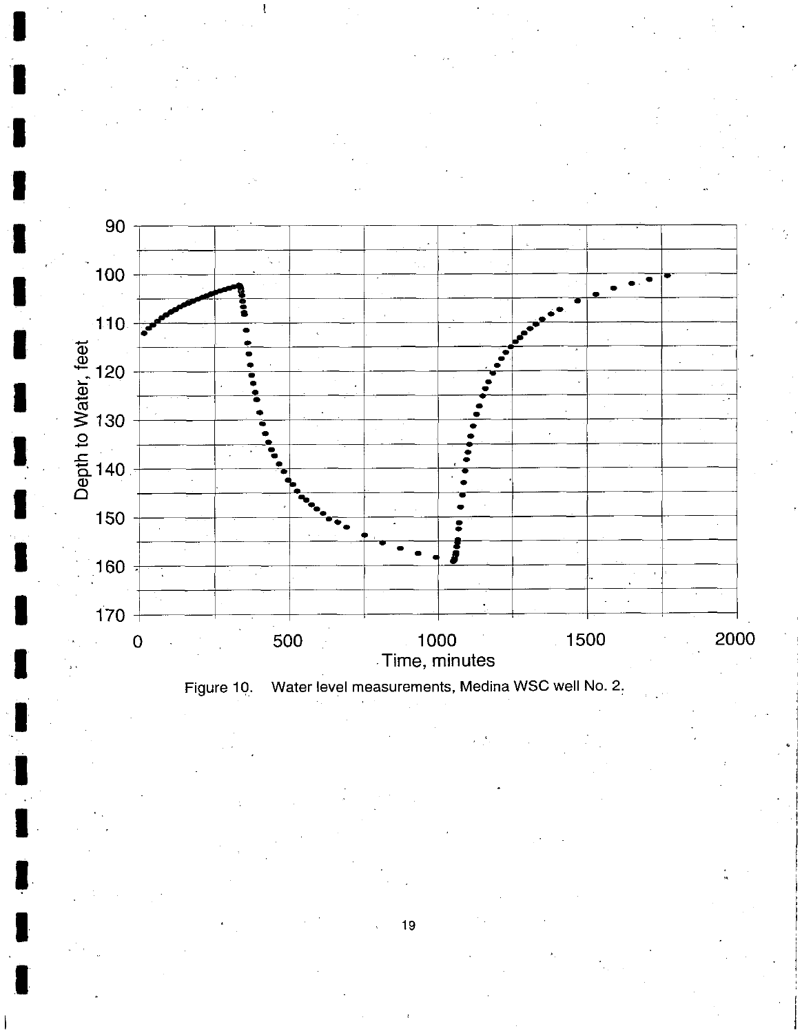Figure 10. Water level measurements, Medina WSC well No. 2.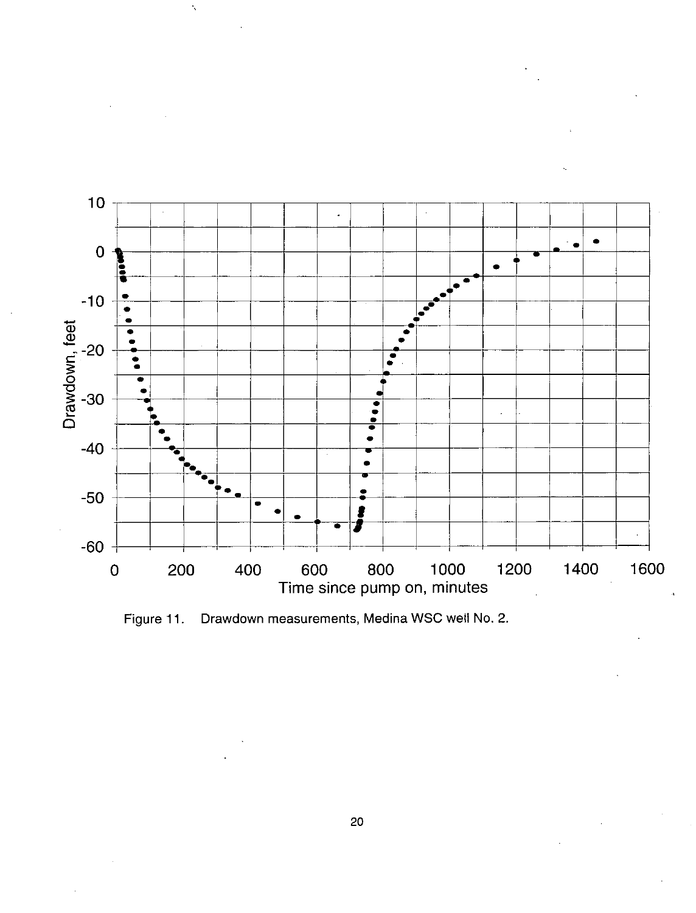Figure 11. Drawdown measurements, Medina WSC well No. 2.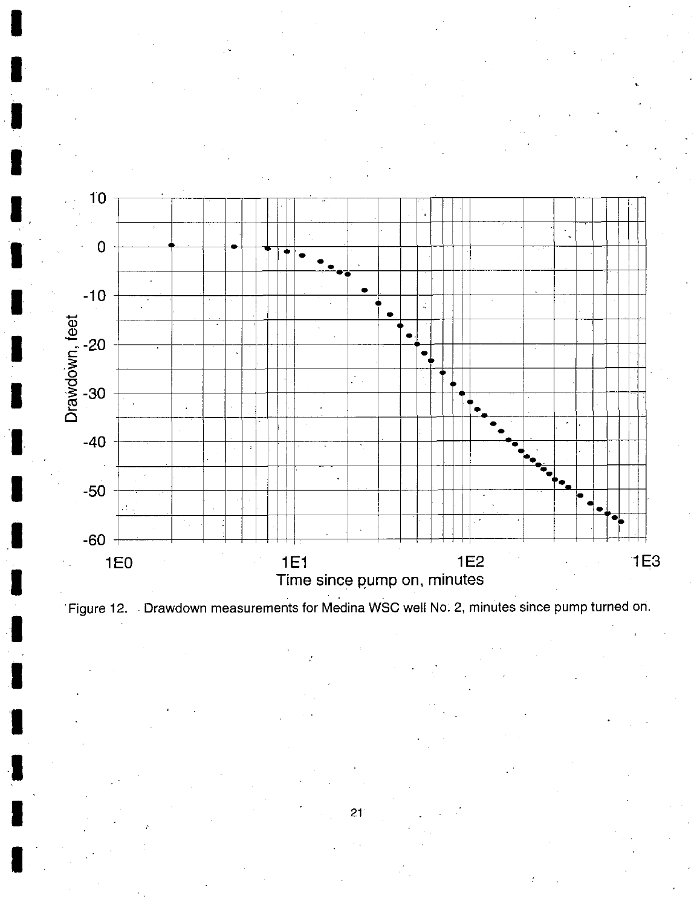Figure 12. Drawdown measurements for Medina WSC well No. 2, minutes since pump turned on.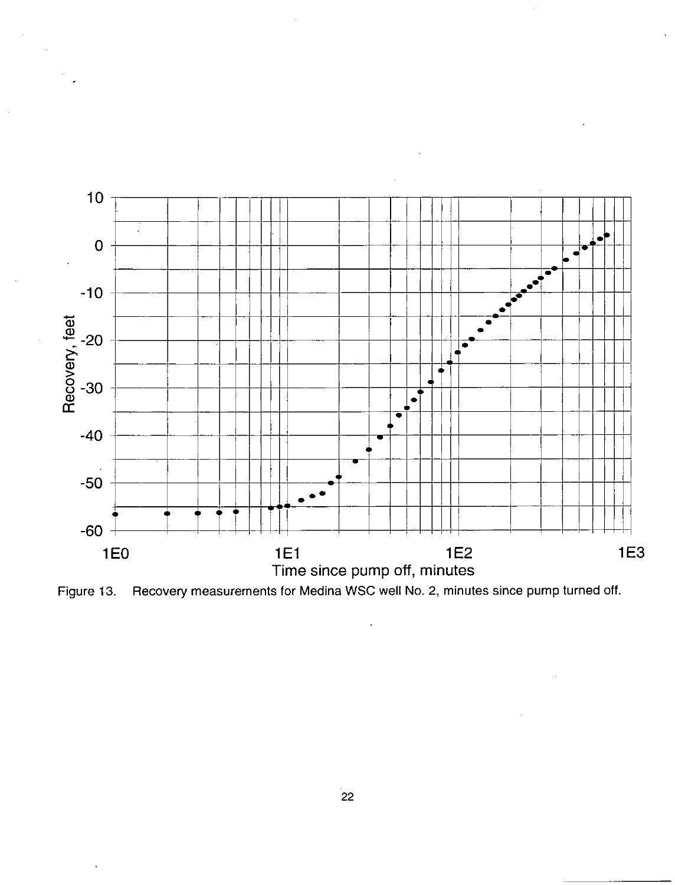Figure 13. Recovery measurements for Medina WSC well No. 2, minutes since pump turned off.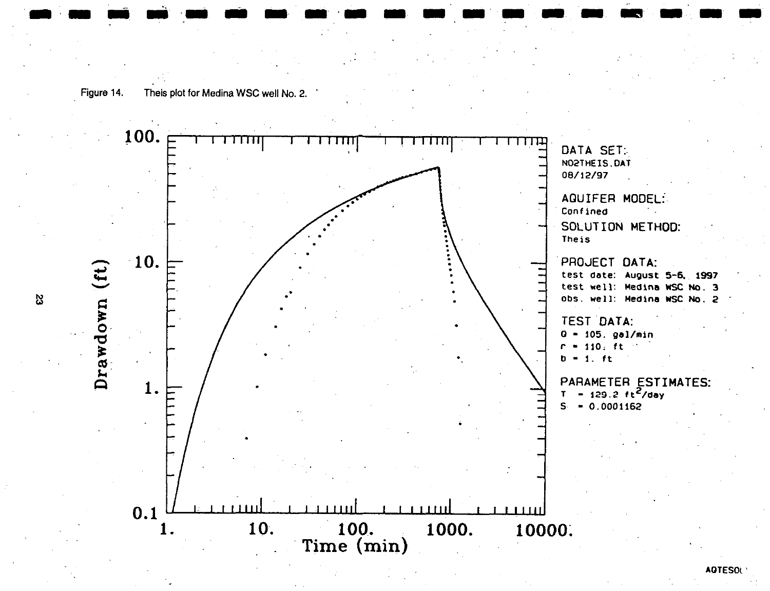Figure 14. Theis plot for Medina WSC well No. 2.

DATA SET:
NO2THEIS.DAT
08/12/97

AQUIFER MODEL:
Confined

SOLUTION METHOD:
Theis

PROJECT DATA:
test date: August 5-6, 1997
test well: Medina WSC No. 3
obs. well: Medina WSC No. 2

TEST DATA:
Q = 105. gal/min
r = 110. ft
b = 1. ft

PARAMETER ESTIMATES:
T = 129.2 $ft^2$/day
S = 0.0001162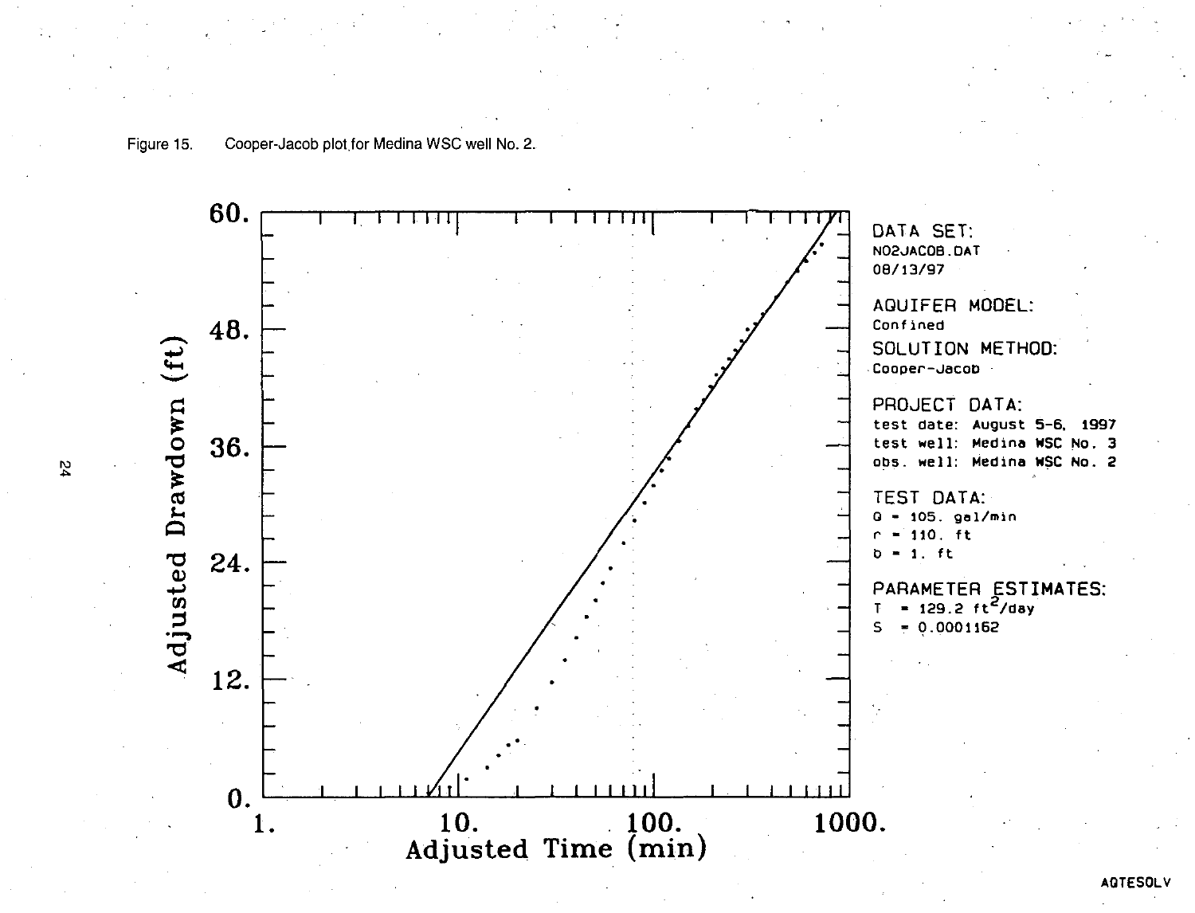Figure 15. Cooper-Jacob plot for Medina WSC well No. 2.

DATA SET:
NO2JACOB.DAT
08/13/97

AQUIFER MODEL:
Confined

SOLUTION METHOD:
Cooper-Jacob

PROJECT DATA:
test date: August 5-6, 1997
test well: Medina WSC No. 3
obs. well: Medina WSC No. 2

TEST DATA:
Q = 105. gal/min
r = 110. ft
b = 1. ft

PARAMETER ESTIMATES:
T = 129.2 $ft^2$/day
S = 0.0001162

Adjusted Drawdown (ft)

Adjusted Time (min)

AQTESOLV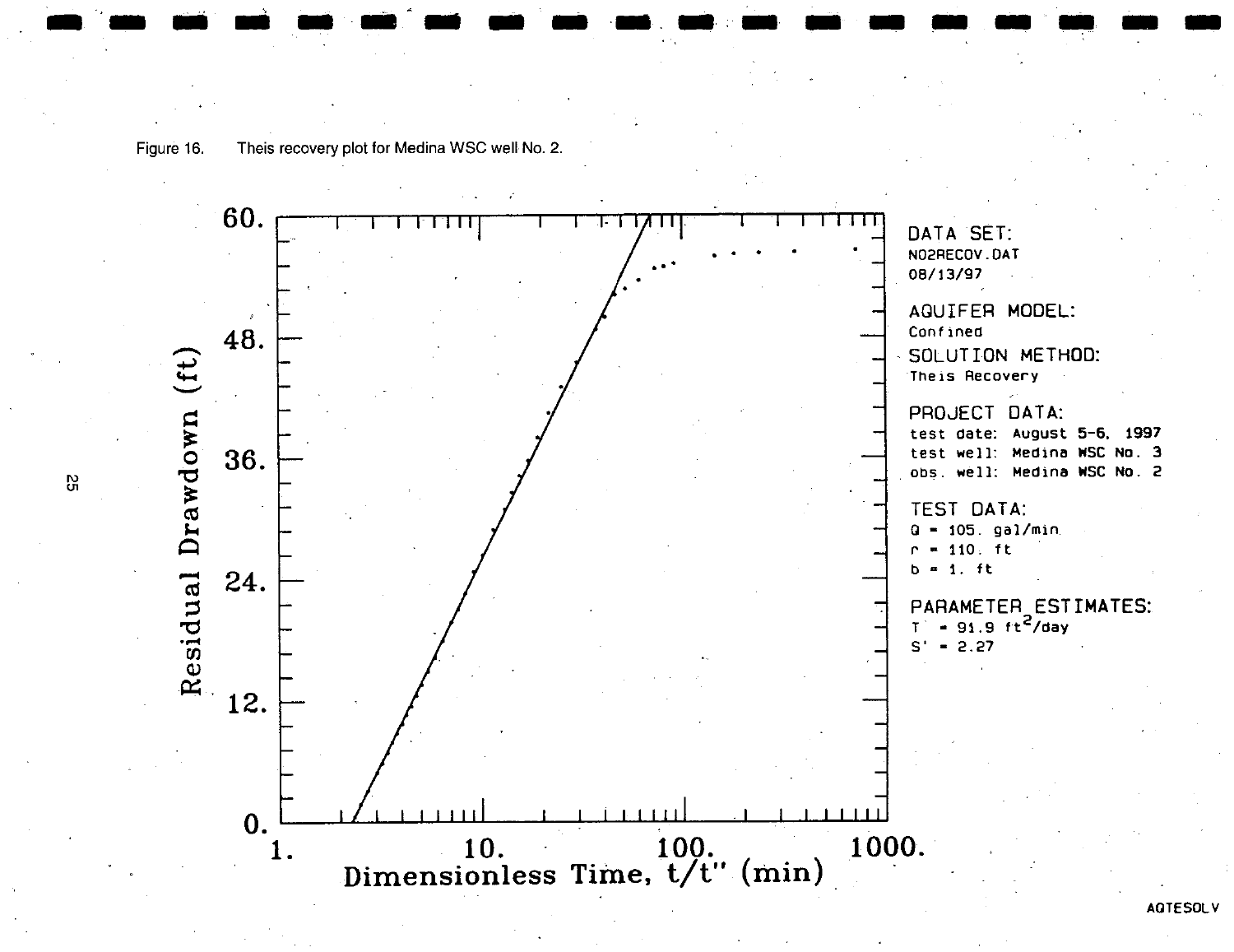Figure 16. Theis recovery plot for Medina WSC well No. 2.

60.
48.
36.
24.
12.
0.

Residual Drawdown (ft)

1.
10.
100.
1000.

Dimensionless Time, t/t" (min)

DATA SET:
N02RECOV.DAT
08/13/97

AQUIFER MODEL:
Confined

SOLUTION METHOD:
Theis Recovery

PROJECT DATA:
test date: August 5-6, 1997
test well: Medina WSC No. 3
obs. well: Medina WSC No. 2

TEST DATA:
Q = 105. gal/min
r = 110. ft
b = 1. ft

PARAMETER ESTIMATES:
T = 91.9 $ft^2$/day
S' = 2.27

AQTESOLV